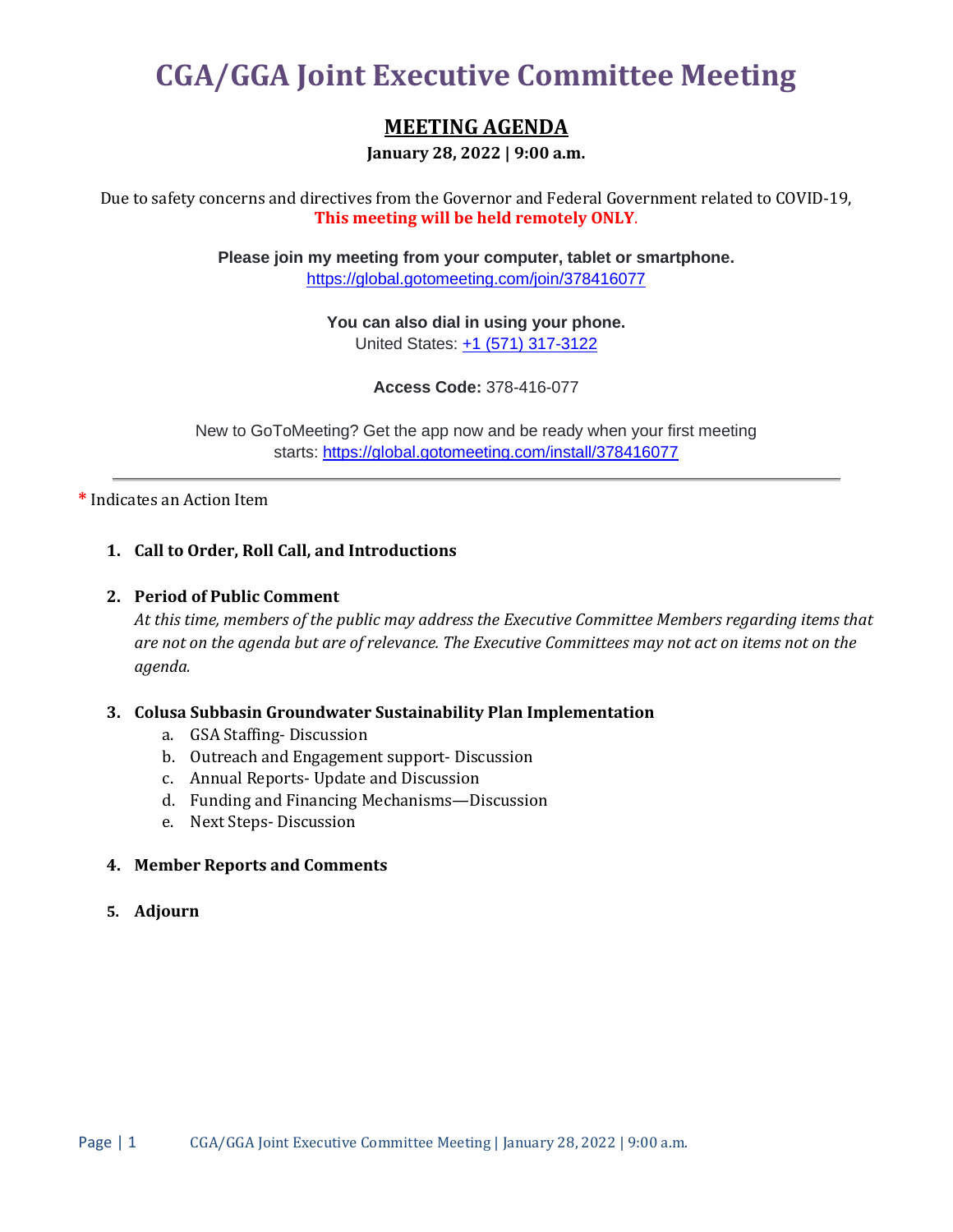# CGA/GGA Joint Executive Committee Meeting

## MEETING AGENDA

**January 28, 2022 | 9:00 a.m.**

Due to safety concerns and directives from the Governor and Federal Government related to COVID-19, **This meeting will be held remotely ONLY**.

**Please join my meeting from your computer, tablet or smartphone.**
https://global.gotomeeting.com/join/378416077

**You can also dial in using your phone.**
United States: +1 (571) 317-3122

**Access Code:** 378-416-077

New to GoToMeeting? Get the app now and be ready when your first meeting starts: https://global.gotomeeting.com/install/378416077

---

**\*** Indicates an Action Item

1. **Call to Order, Roll Call, and Introductions**

2. **Period of Public Comment**
   *At this time, members of the public may address the Executive Committee Members regarding items that are not on the agenda but are of relevance. The Executive Committees may not act on items not on the agenda.*

3. **Colusa Subbasin Groundwater Sustainability Plan Implementation**
   a. GSA Staffing- Discussion
   b. Outreach and Engagement support- Discussion
   c. Annual Reports- Update and Discussion
   d. Funding and Financing Mechanisms—Discussion
   e. Next Steps- Discussion

4. **Member Reports and Comments**

5. **Adjourn**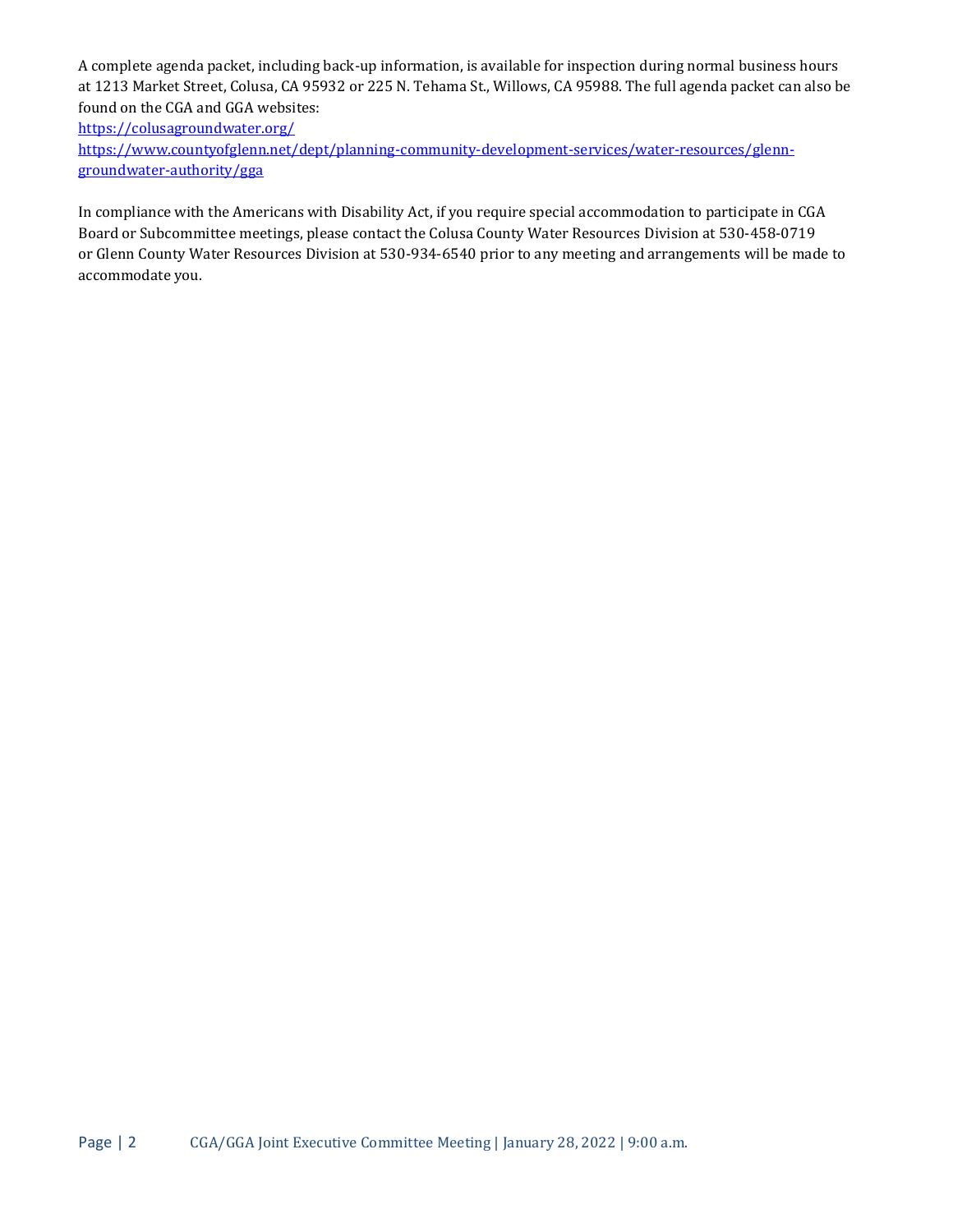A complete agenda packet, including back-up information, is available for inspection during normal business hours at 1213 Market Street, Colusa, CA 95932 or 225 N. Tehama St., Willows, CA 95988. The full agenda packet can also be found on the CGA and GGA websites:
https://colusagroundwater.org/
https://www.countyofglenn.net/dept/planning-community-development-services/water-resources/glenn-groundwater-authority/gga

In compliance with the Americans with Disability Act, if you require special accommodation to participate in CGA Board or Subcommittee meetings, please contact the Colusa County Water Resources Division at 530-458-0719 or Glenn County Water Resources Division at 530-934-6540 prior to any meeting and arrangements will be made to accommodate you.